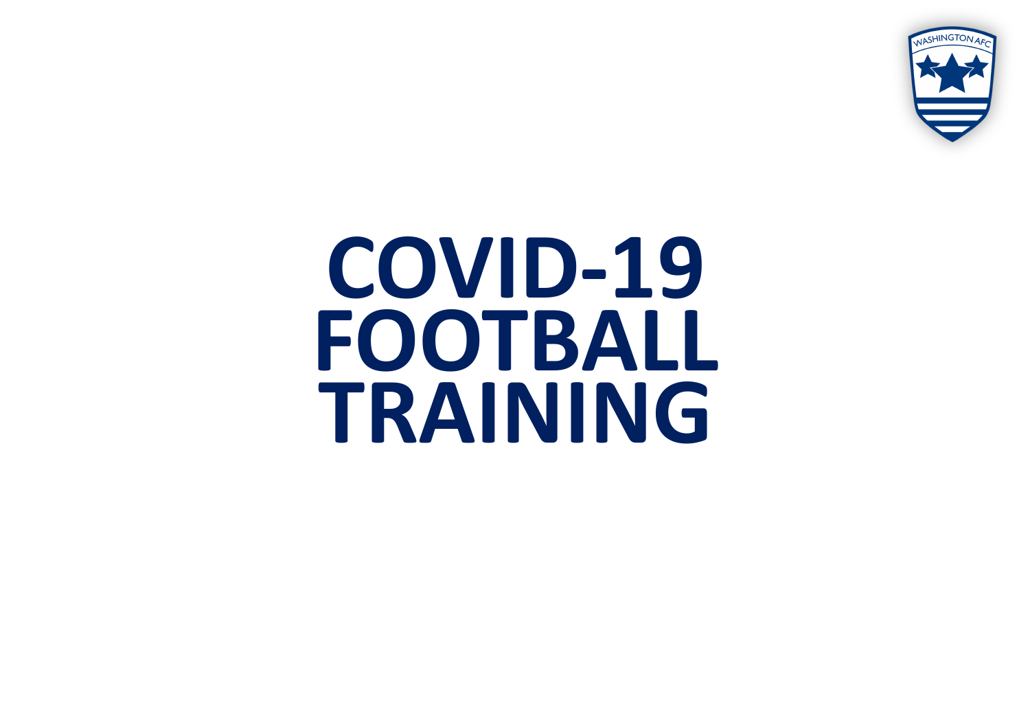# COVID-19 FOOTBALL TRAINING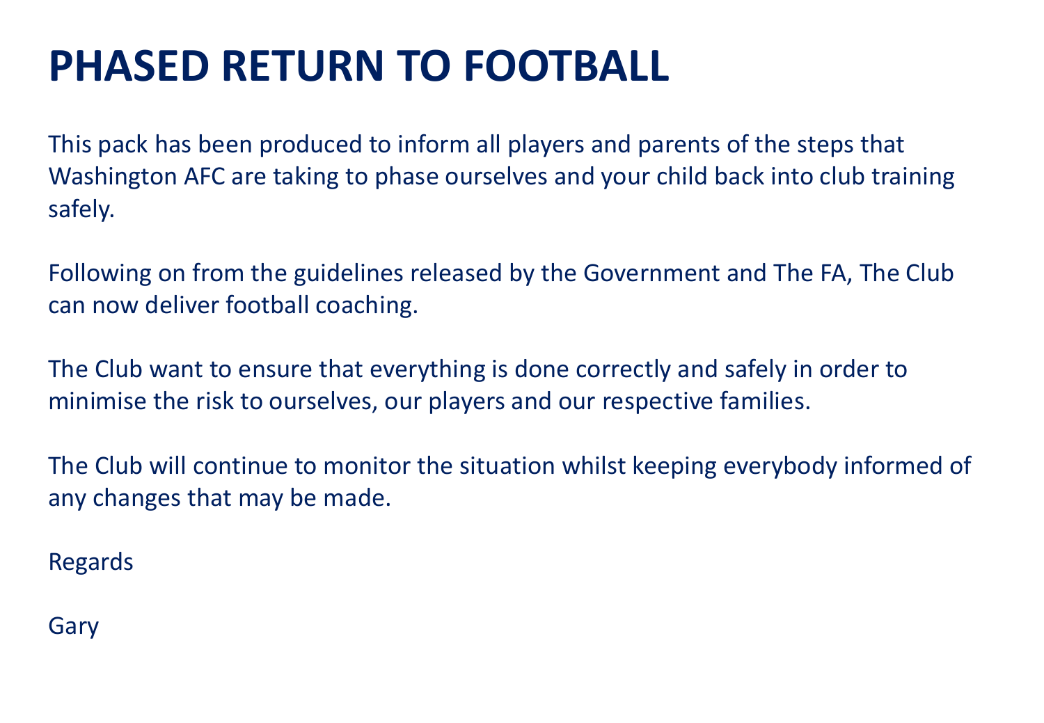# PHASED RETURN TO FOOTBALL

This pack has been produced to inform all players and parents of the steps that Washington AFC are taking to phase ourselves and your child back into club training safely.

Following on from the guidelines released by the Government and The FA, The Club can now deliver football coaching.

The Club want to ensure that everything is done correctly and safely in order to minimise the risk to ourselves, our players and our respective families.

The Club will continue to monitor the situation whilst keeping everybody informed of any changes that may be made.

Regards

Gary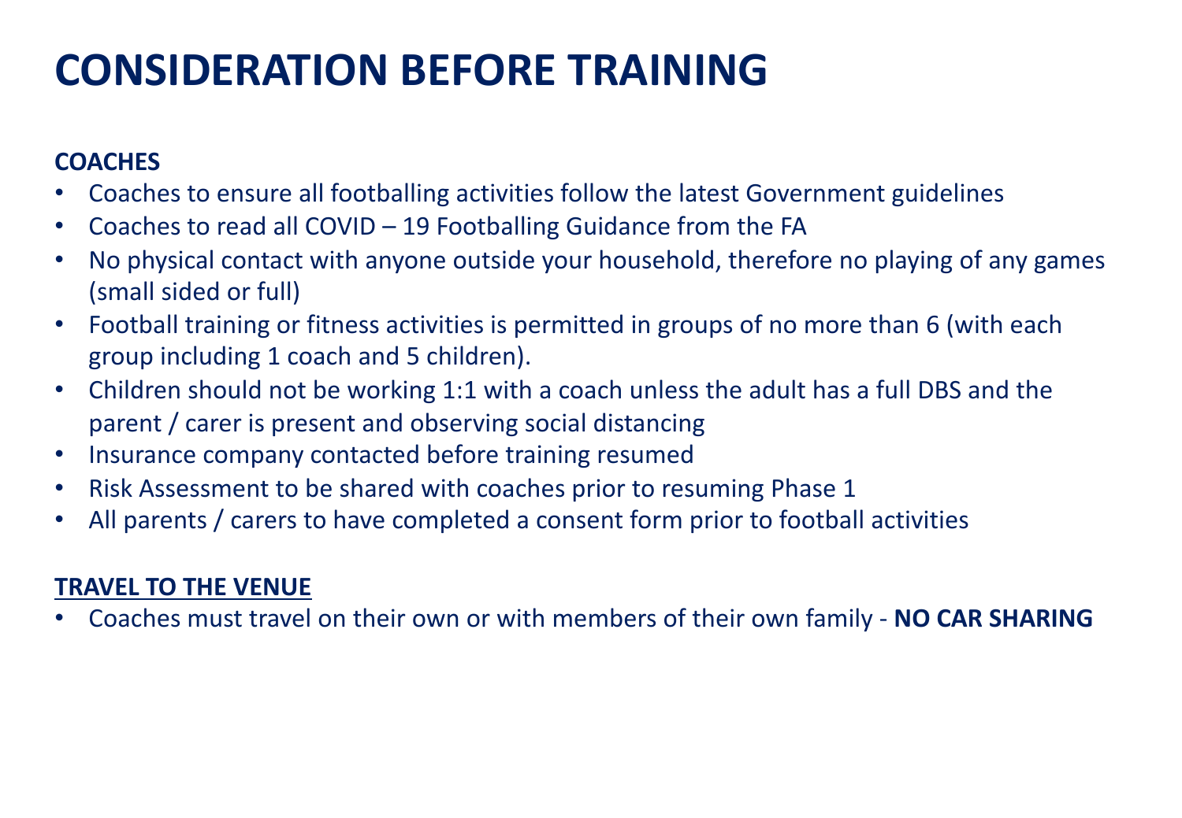# CONSIDERATION BEFORE TRAINING

**COACHES**

- Coaches to ensure all footballing activities follow the latest Government guidelines
- Coaches to read all COVID – 19 Footballing Guidance from the FA
- No physical contact with anyone outside your household, therefore no playing of any games (small sided or full)
- Football training or fitness activities is permitted in groups of no more than 6 (with each group including 1 coach and 5 children).
- Children should not be working 1:1 with a coach unless the adult has a full DBS and the parent / carer is present and observing social distancing
- Insurance company contacted before training resumed
- Risk Assessment to be shared with coaches prior to resuming Phase 1
- All parents / carers to have completed a consent form prior to football activities

**TRAVEL TO THE VENUE**

- Coaches must travel on their own or with members of their own family - **NO CAR SHARING**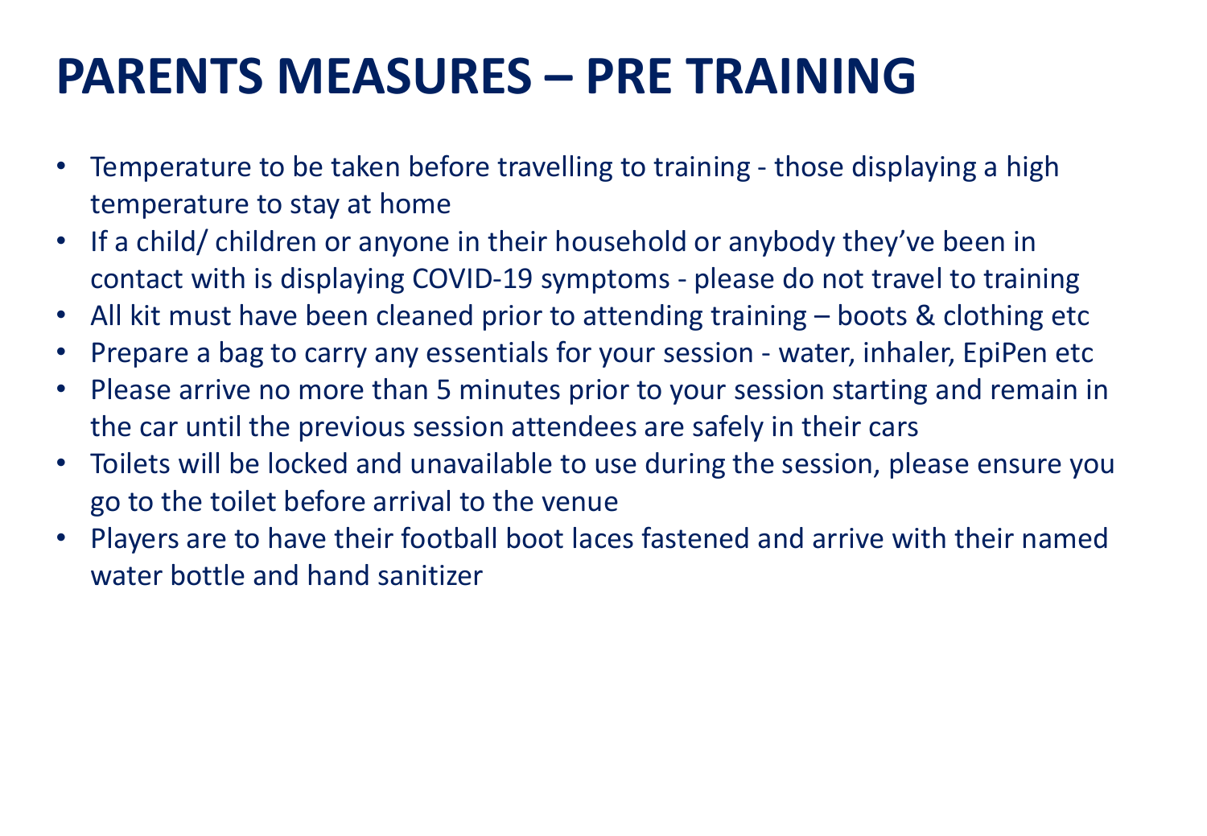# PARENTS MEASURES – PRE TRAINING

- Temperature to be taken before travelling to training - those displaying a high temperature to stay at home
- If a child/ children or anyone in their household or anybody they've been in contact with is displaying COVID-19 symptoms - please do not travel to training
- All kit must have been cleaned prior to attending training – boots & clothing etc
- Prepare a bag to carry any essentials for your session - water, inhaler, EpiPen etc
- Please arrive no more than 5 minutes prior to your session starting and remain in the car until the previous session attendees are safely in their cars
- Toilets will be locked and unavailable to use during the session, please ensure you go to the toilet before arrival to the venue
- Players are to have their football boot laces fastened and arrive with their named water bottle and hand sanitizer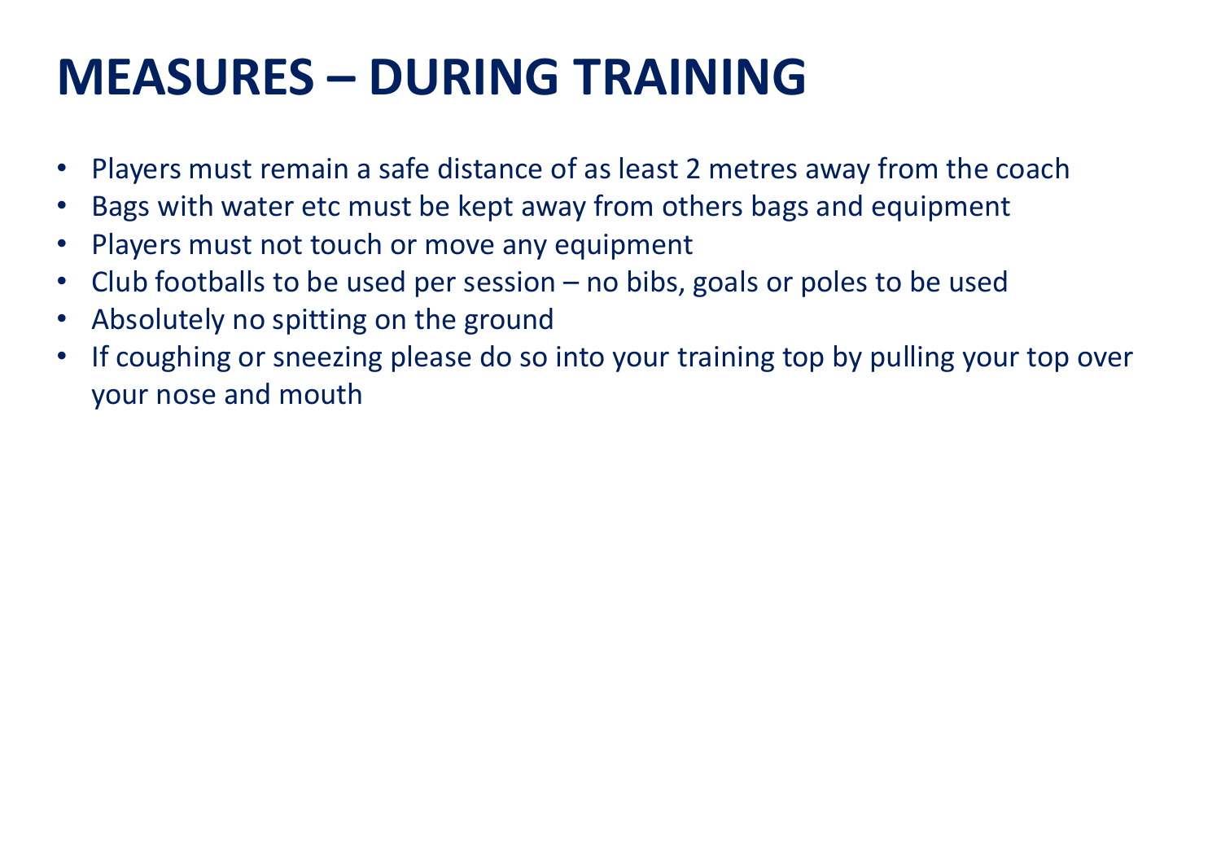# MEASURES – DURING TRAINING

- Players must remain a safe distance of as least 2 metres away from the coach
- Bags with water etc must be kept away from others bags and equipment
- Players must not touch or move any equipment
- Club footballs to be used per session – no bibs, goals or poles to be used
- Absolutely no spitting on the ground
- If coughing or sneezing please do so into your training top by pulling your top over your nose and mouth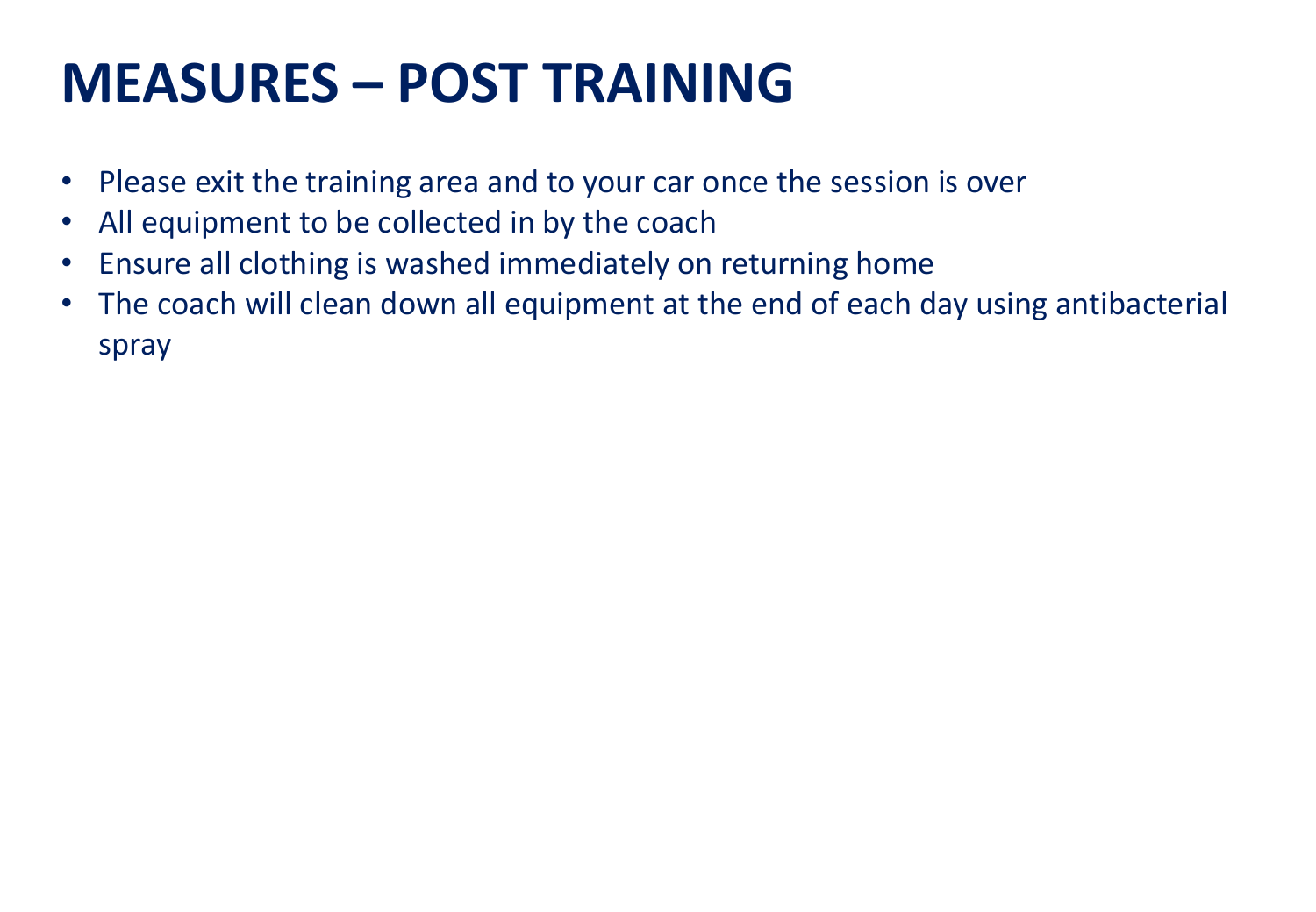# MEASURES – POST TRAINING

- Please exit the training area and to your car once the session is over
- All equipment to be collected in by the coach
- Ensure all clothing is washed immediately on returning home
- The coach will clean down all equipment at the end of each day using antibacterial spray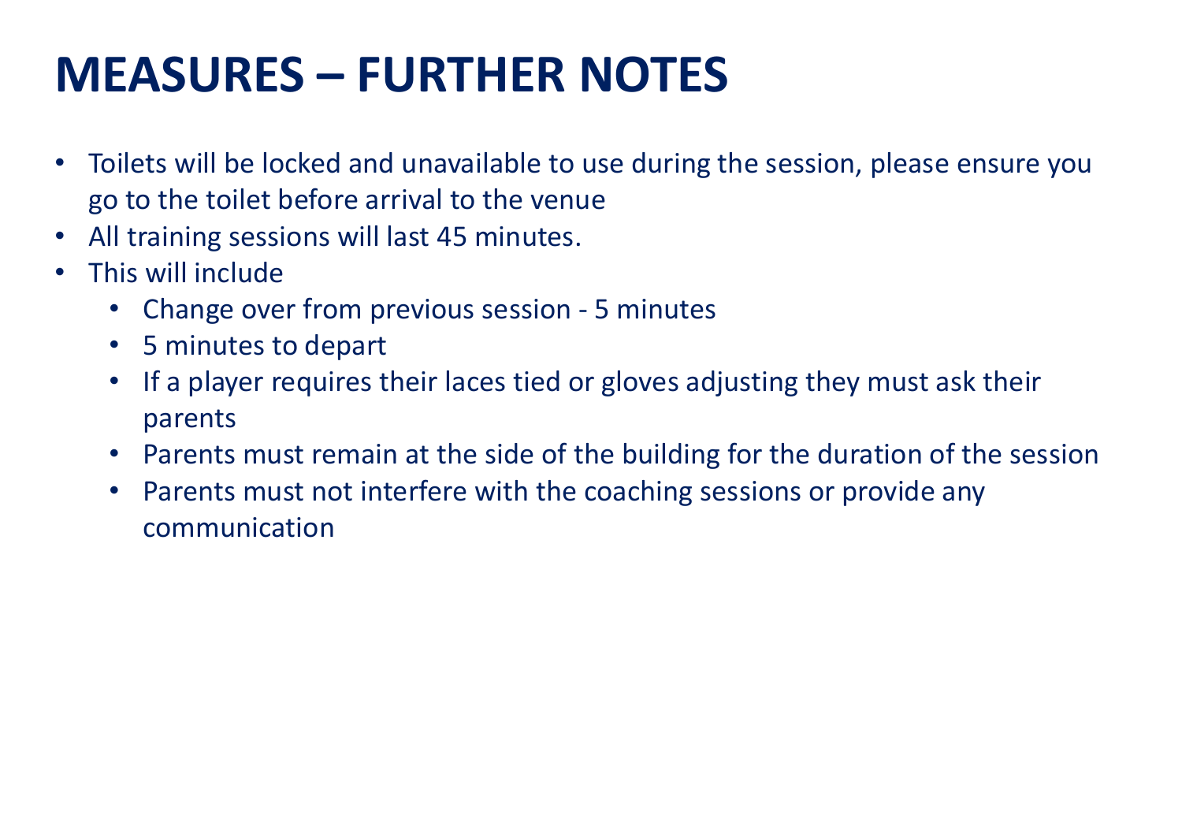# MEASURES – FURTHER NOTES

- Toilets will be locked and unavailable to use during the session, please ensure you go to the toilet before arrival to the venue
- All training sessions will last 45 minutes.
- This will include
  - Change over from previous session - 5 minutes
  - 5 minutes to depart
  - If a player requires their laces tied or gloves adjusting they must ask their parents
  - Parents must remain at the side of the building for the duration of the session
  - Parents must not interfere with the coaching sessions or provide any communication